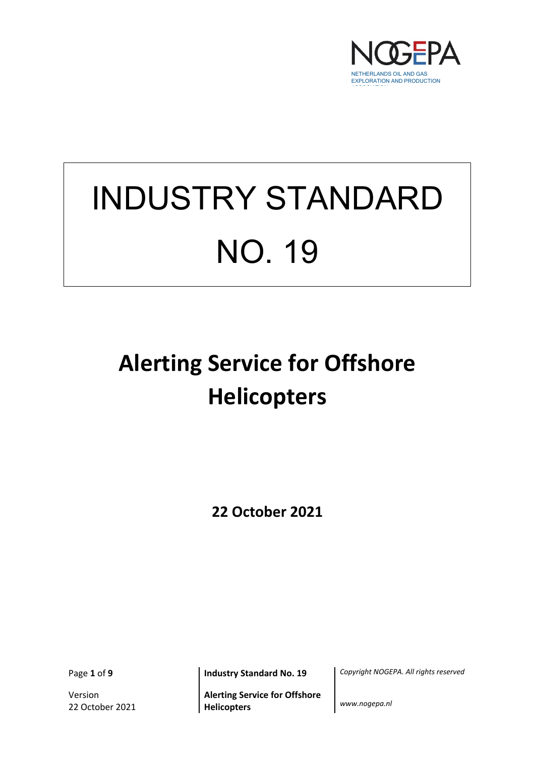NOGEPA

NETHERLANDS OIL AND GAS EXPLORATION AND PRODUCTION ASSOCIATION

# INDUSTRY STANDARD NO. 19

# Alerting Service for Offshore Helicopters

**22 October 2021**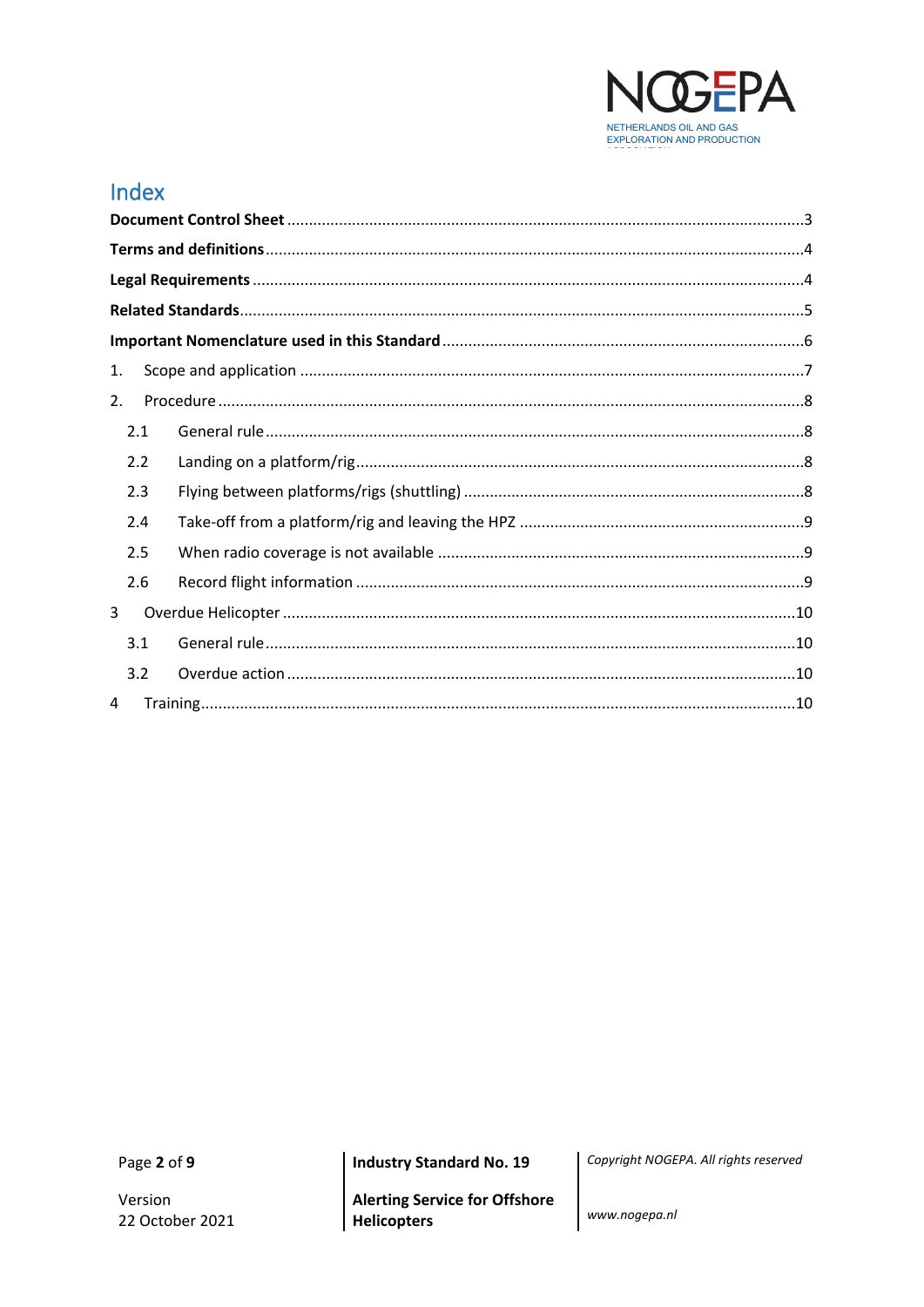# Index

**Document Control Sheet** .......... 3

**Terms and definitions** .......... 4

**Legal Requirements** .......... 4

**Related Standards** .......... 5

**Important Nomenclature used in this Standard** .......... 6

1. Scope and application .......... 7

2. Procedure .......... 8

   2.1 General rule .......... 8

   2.2 Landing on a platform/rig .......... 8

   2.3 Flying between platforms/rigs (shuttling) .......... 8

   2.4 Take-off from a platform/rig and leaving the HPZ .......... 9

   2.5 When radio coverage is not available .......... 9

   2.6 Record flight information .......... 9

3 Overdue Helicopter .......... 10

   3.1 General rule .......... 10

   3.2 Overdue action .......... 10

4 Training .......... 10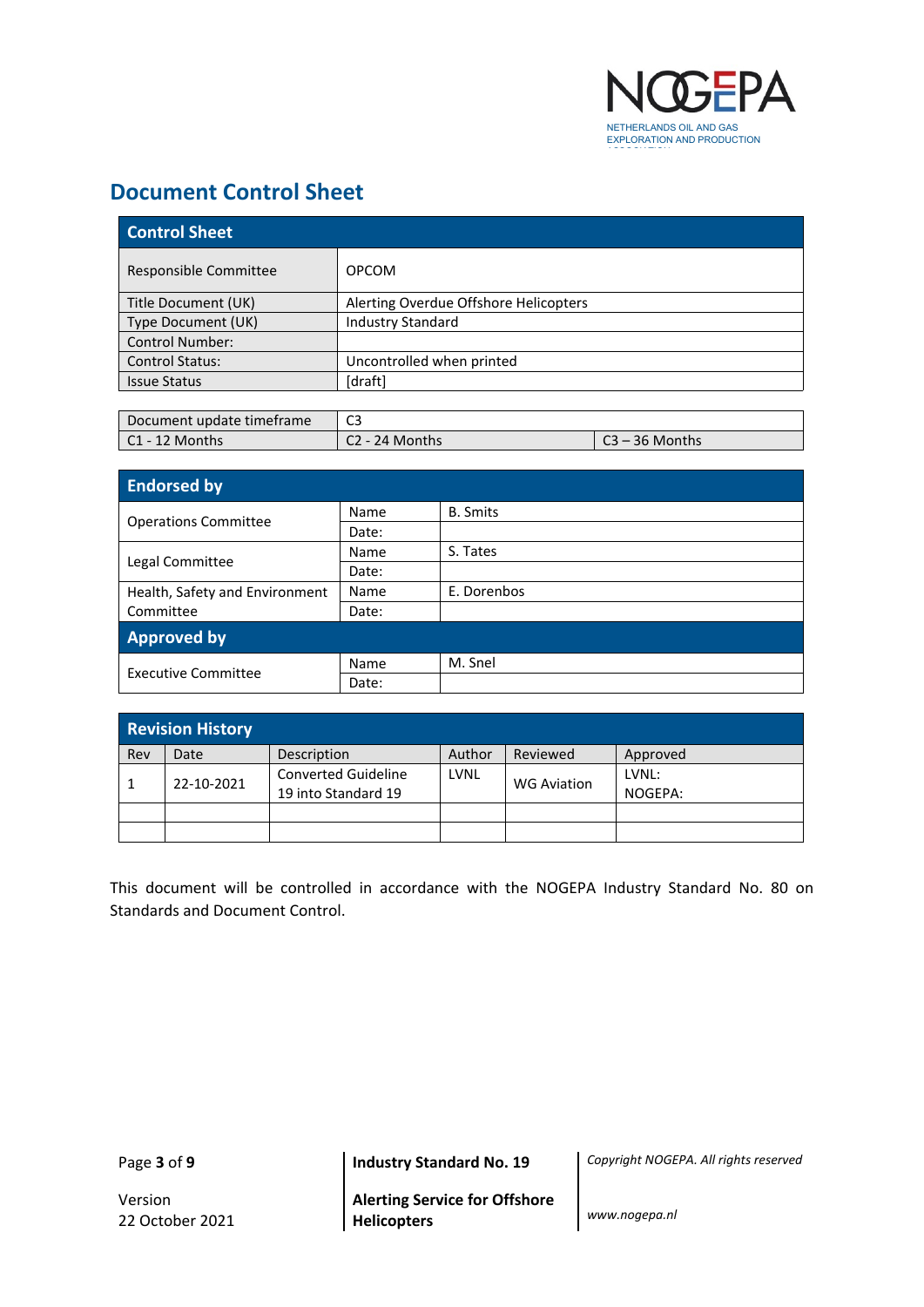# Document Control Sheet

| Control Sheet | |
|---|---|
| Responsible Committee | OPCOM |
| Title Document (UK) | Alerting Overdue Offshore Helicopters |
| Type Document (UK) | Industry Standard |
| Control Number: | |
| Control Status: | Uncontrolled when printed |
| Issue Status | [draft] |

| Document update timeframe | C3 | |
|---|---|---|
| C1 - 12 Months | C2 - 24 Months | C3 – 36 Months |

| Endorsed by | | |
|---|---|---|
| Operations Committee | Name | B. Smits |
| | Date: | |
| Legal Committee | Name | S. Tates |
| | Date: | |
| Health, Safety and Environment Committee | Name | E. Dorenbos |
| | Date: | |
| **Approved by** | | |
| Executive Committee | Name | M. Snel |
| | Date: | |

| Revision History | | | | | |
|---|---|---|---|---|---|
| Rev | Date | Description | Author | Reviewed | Approved |
| 1 | 22-10-2021 | Converted Guideline 19 into Standard 19 | LVNL | WG Aviation | LVNL: NOGEPA: |
| | | | | | |
| | | | | | |

This document will be controlled in accordance with the NOGEPA Industry Standard No. 80 on Standards and Document Control.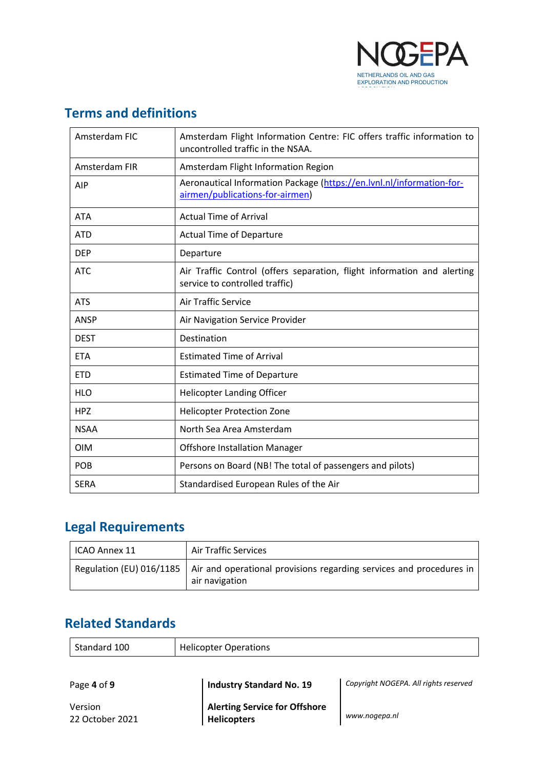## Terms and definitions

| | |
|---|---|
| Amsterdam FIC | Amsterdam Flight Information Centre: FIC offers traffic information to uncontrolled traffic in the NSAA. |
| Amsterdam FIR | Amsterdam Flight Information Region |
| AIP | Aeronautical Information Package (https://en.lvnl.nl/information-for-airmen/publications-for-airmen) |
| ATA | Actual Time of Arrival |
| ATD | Actual Time of Departure |
| DEP | Departure |
| ATC | Air Traffic Control (offers separation, flight information and alerting service to controlled traffic) |
| ATS | Air Traffic Service |
| ANSP | Air Navigation Service Provider |
| DEST | Destination |
| ETA | Estimated Time of Arrival |
| ETD | Estimated Time of Departure |
| HLO | Helicopter Landing Officer |
| HPZ | Helicopter Protection Zone |
| NSAA | North Sea Area Amsterdam |
| OIM | Offshore Installation Manager |
| POB | Persons on Board (NB! The total of passengers and pilots) |
| SERA | Standardised European Rules of the Air |

## Legal Requirements

| | |
|---|---|
| ICAO Annex 11 | Air Traffic Services |
| Regulation (EU) 016/1185 | Air and operational provisions regarding services and procedures in air navigation |

## Related Standards

| | |
|---|---|
| Standard 100 | Helicopter Operations |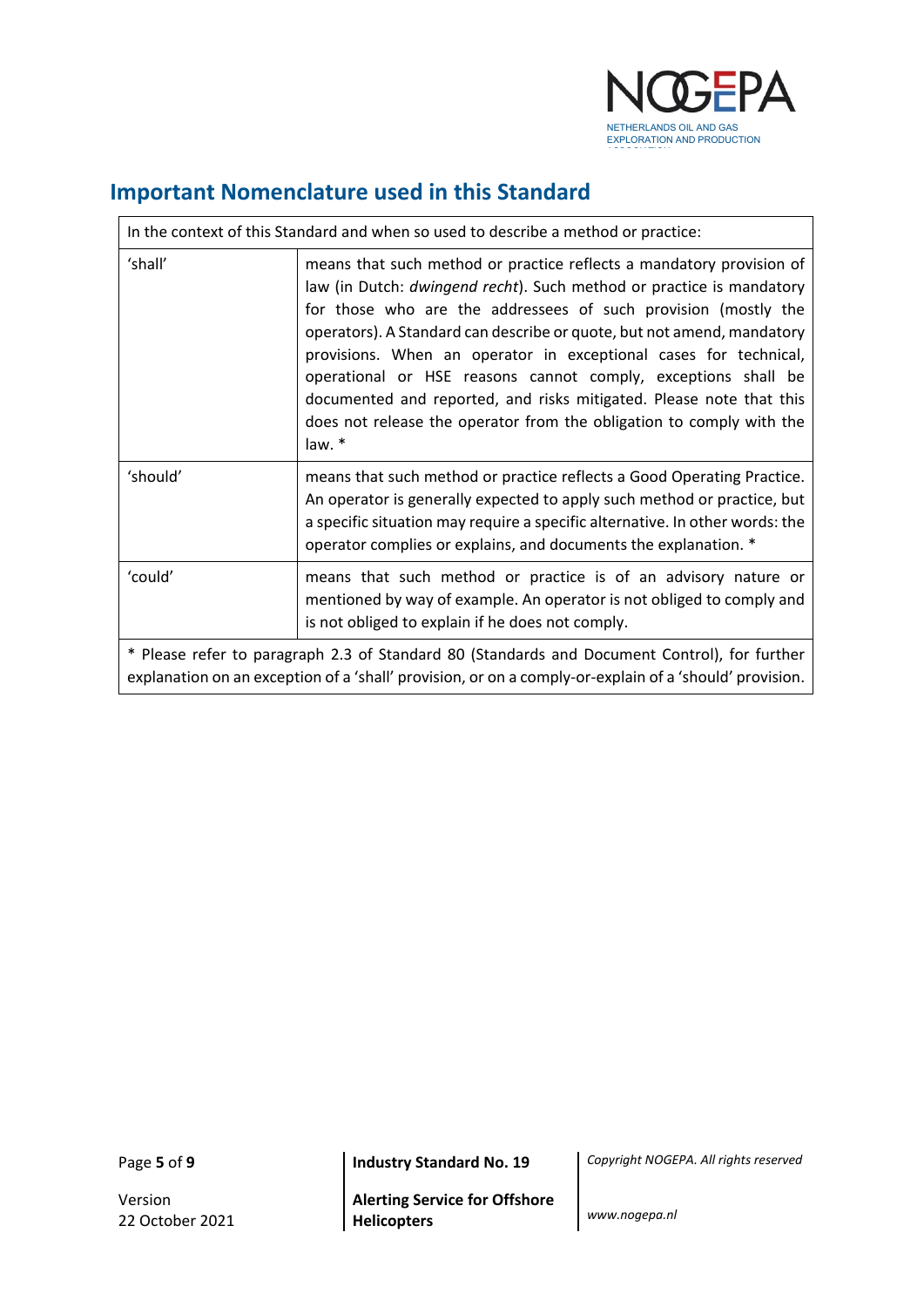## Important Nomenclature used in this Standard

| In the context of this Standard and when so used to describe a method or practice: | |
|---|---|
| 'shall' | means that such method or practice reflects a mandatory provision of law (in Dutch: *dwingend recht*). Such method or practice is mandatory for those who are the addressees of such provision (mostly the operators). A Standard can describe or quote, but not amend, mandatory provisions. When an operator in exceptional cases for technical, operational or HSE reasons cannot comply, exceptions shall be documented and reported, and risks mitigated. Please note that this does not release the operator from the obligation to comply with the law. * |
| 'should' | means that such method or practice reflects a Good Operating Practice. An operator is generally expected to apply such method or practice, but a specific situation may require a specific alternative. In other words: the operator complies or explains, and documents the explanation. * |
| 'could' | means that such method or practice is of an advisory nature or mentioned by way of example. An operator is not obliged to comply and is not obliged to explain if he does not comply. |
| * Please refer to paragraph 2.3 of Standard 80 (Standards and Document Control), for further explanation on an exception of a 'shall' provision, or on a comply-or-explain of a 'should' provision. | |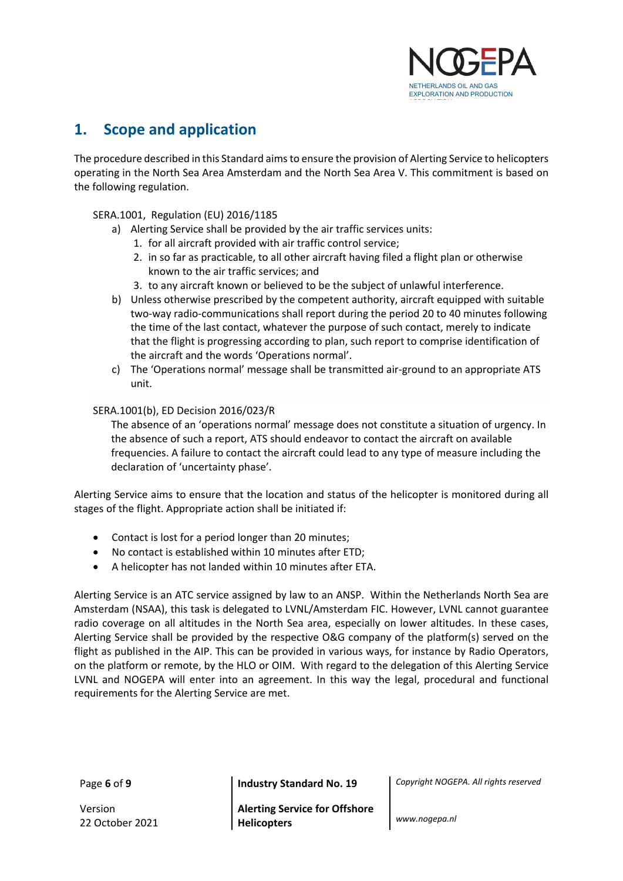# 1. Scope and application

The procedure described in this Standard aims to ensure the provision of Alerting Service to helicopters operating in the North Sea Area Amsterdam and the North Sea Area V. This commitment is based on the following regulation.

SERA.1001, Regulation (EU) 2016/1185

a) Alerting Service shall be provided by the air traffic services units:
   1. for all aircraft provided with air traffic control service;
   2. in so far as practicable, to all other aircraft having filed a flight plan or otherwise known to the air traffic services; and
   3. to any aircraft known or believed to be the subject of unlawful interference.
b) Unless otherwise prescribed by the competent authority, aircraft equipped with suitable two-way radio-communications shall report during the period 20 to 40 minutes following the time of the last contact, whatever the purpose of such contact, merely to indicate that the flight is progressing according to plan, such report to comprise identification of the aircraft and the words 'Operations normal'.
c) The 'Operations normal' message shall be transmitted air-ground to an appropriate ATS unit.

SERA.1001(b), ED Decision 2016/023/R

The absence of an 'operations normal' message does not constitute a situation of urgency. In the absence of such a report, ATS should endeavor to contact the aircraft on available frequencies. A failure to contact the aircraft could lead to any type of measure including the declaration of 'uncertainty phase'.

Alerting Service aims to ensure that the location and status of the helicopter is monitored during all stages of the flight. Appropriate action shall be initiated if:

- Contact is lost for a period longer than 20 minutes;
- No contact is established within 10 minutes after ETD;
- A helicopter has not landed within 10 minutes after ETA.

Alerting Service is an ATC service assigned by law to an ANSP. Within the Netherlands North Sea are Amsterdam (NSAA), this task is delegated to LVNL/Amsterdam FIC. However, LVNL cannot guarantee radio coverage on all altitudes in the North Sea area, especially on lower altitudes. In these cases, Alerting Service shall be provided by the respective O&G company of the platform(s) served on the flight as published in the AIP. This can be provided in various ways, for instance by Radio Operators, on the platform or remote, by the HLO or OIM. With regard to the delegation of this Alerting Service LVNL and NOGEPA will enter into an agreement. In this way the legal, procedural and functional requirements for the Alerting Service are met.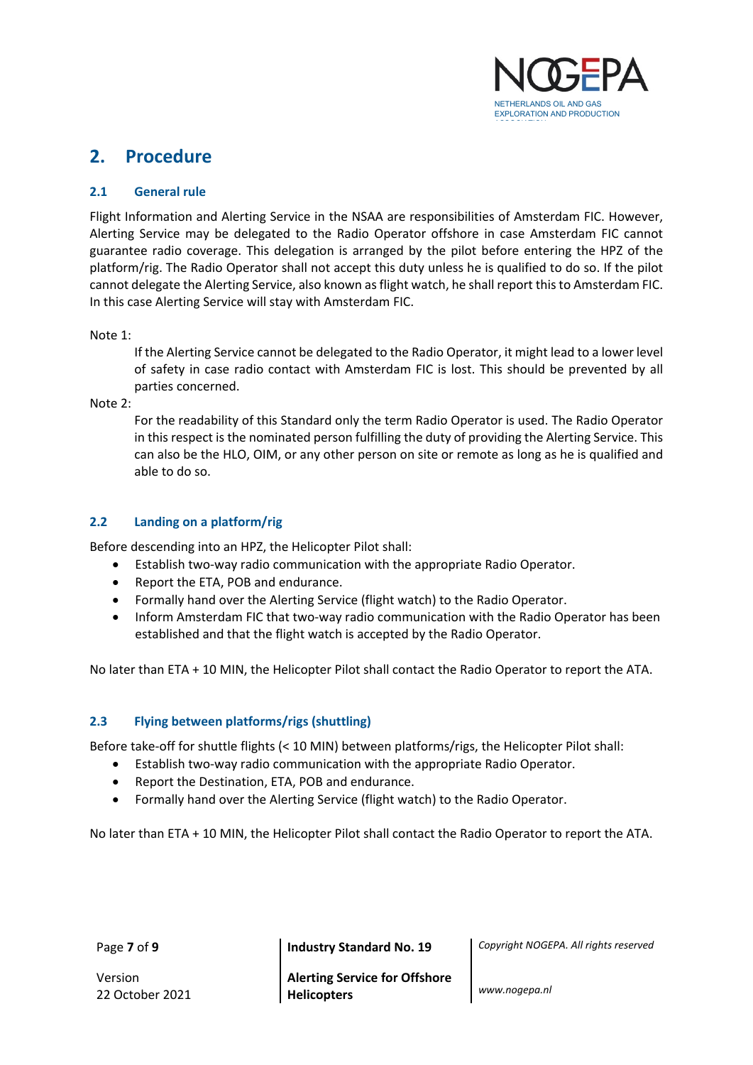## 2. Procedure

### 2.1 General rule

Flight Information and Alerting Service in the NSAA are responsibilities of Amsterdam FIC. However, Alerting Service may be delegated to the Radio Operator offshore in case Amsterdam FIC cannot guarantee radio coverage. This delegation is arranged by the pilot before entering the HPZ of the platform/rig. The Radio Operator shall not accept this duty unless he is qualified to do so. If the pilot cannot delegate the Alerting Service, also known as flight watch, he shall report this to Amsterdam FIC. In this case Alerting Service will stay with Amsterdam FIC.

Note 1:

> If the Alerting Service cannot be delegated to the Radio Operator, it might lead to a lower level of safety in case radio contact with Amsterdam FIC is lost. This should be prevented by all parties concerned.

Note 2:

> For the readability of this Standard only the term Radio Operator is used. The Radio Operator in this respect is the nominated person fulfilling the duty of providing the Alerting Service. This can also be the HLO, OIM, or any other person on site or remote as long as he is qualified and able to do so.

### 2.2 Landing on a platform/rig

Before descending into an HPZ, the Helicopter Pilot shall:

- Establish two-way radio communication with the appropriate Radio Operator.
- Report the ETA, POB and endurance.
- Formally hand over the Alerting Service (flight watch) to the Radio Operator.
- Inform Amsterdam FIC that two-way radio communication with the Radio Operator has been established and that the flight watch is accepted by the Radio Operator.

No later than ETA + 10 MIN, the Helicopter Pilot shall contact the Radio Operator to report the ATA.

### 2.3 Flying between platforms/rigs (shuttling)

Before take-off for shuttle flights (< 10 MIN) between platforms/rigs, the Helicopter Pilot shall:

- Establish two-way radio communication with the appropriate Radio Operator.
- Report the Destination, ETA, POB and endurance.
- Formally hand over the Alerting Service (flight watch) to the Radio Operator.

No later than ETA + 10 MIN, the Helicopter Pilot shall contact the Radio Operator to report the ATA.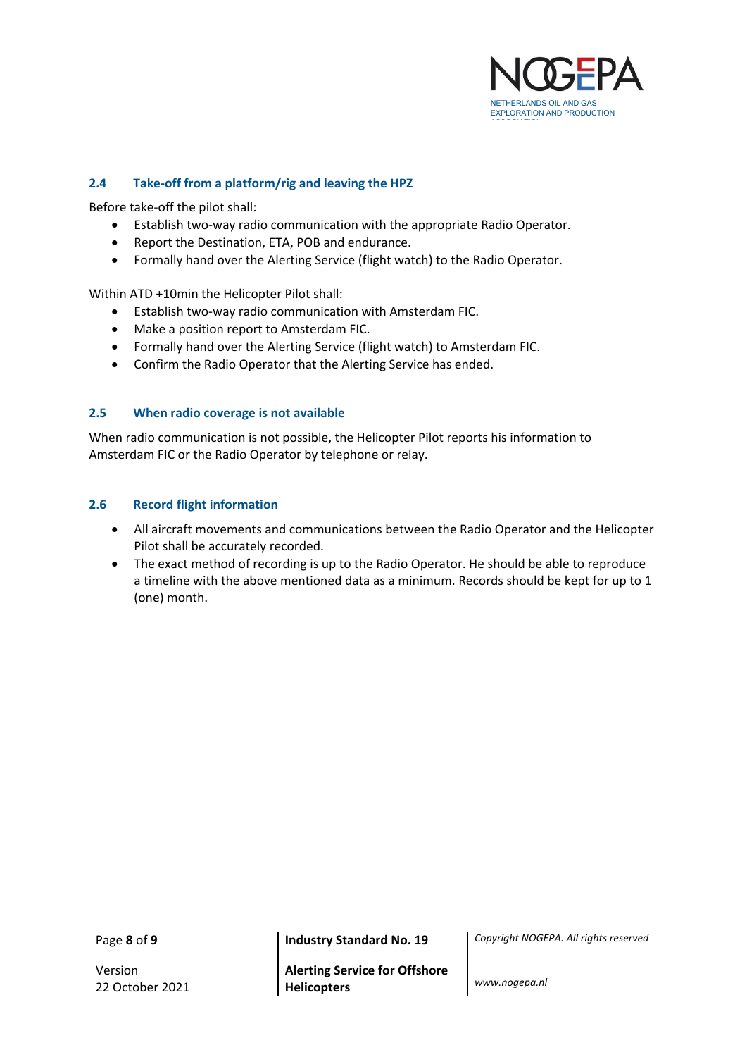### 2.4 Take-off from a platform/rig and leaving the HPZ

Before take-off the pilot shall:

- Establish two-way radio communication with the appropriate Radio Operator.
- Report the Destination, ETA, POB and endurance.
- Formally hand over the Alerting Service (flight watch) to the Radio Operator.

Within ATD +10min the Helicopter Pilot shall:

- Establish two-way radio communication with Amsterdam FIC.
- Make a position report to Amsterdam FIC.
- Formally hand over the Alerting Service (flight watch) to Amsterdam FIC.
- Confirm the Radio Operator that the Alerting Service has ended.

### 2.5 When radio coverage is not available

When radio communication is not possible, the Helicopter Pilot reports his information to Amsterdam FIC or the Radio Operator by telephone or relay.

### 2.6 Record flight information

- All aircraft movements and communications between the Radio Operator and the Helicopter Pilot shall be accurately recorded.
- The exact method of recording is up to the Radio Operator. He should be able to reproduce a timeline with the above mentioned data as a minimum. Records should be kept for up to 1 (one) month.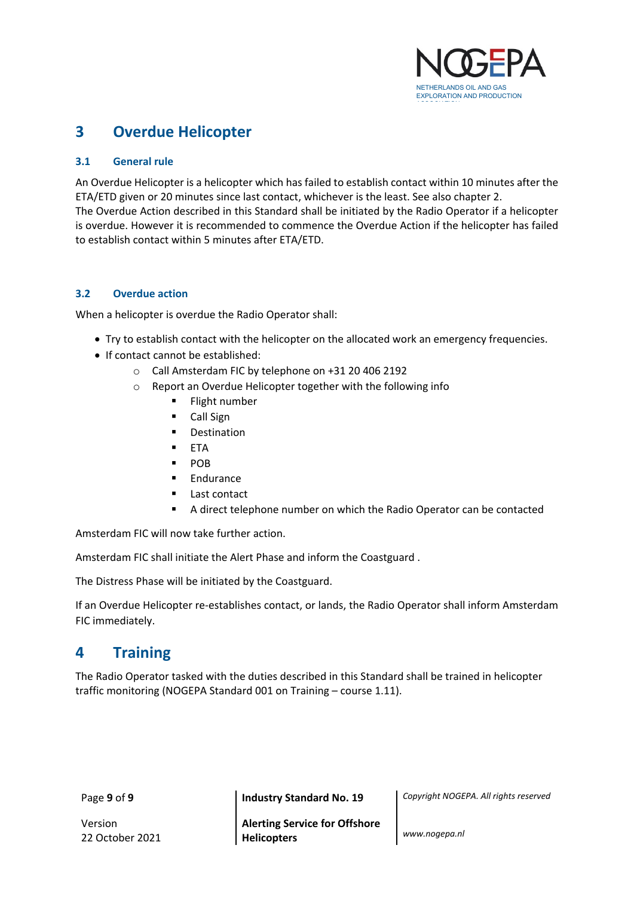# 3 Overdue Helicopter

## 3.1 General rule

An Overdue Helicopter is a helicopter which has failed to establish contact within 10 minutes after the ETA/ETD given or 20 minutes since last contact, whichever is the least. See also chapter 2.
The Overdue Action described in this Standard shall be initiated by the Radio Operator if a helicopter is overdue. However it is recommended to commence the Overdue Action if the helicopter has failed to establish contact within 5 minutes after ETA/ETD.

## 3.2 Overdue action

When a helicopter is overdue the Radio Operator shall:

- Try to establish contact with the helicopter on the allocated work an emergency frequencies.
- If contact cannot be established:
    - Call Amsterdam FIC by telephone on +31 20 406 2192
    - Report an Overdue Helicopter together with the following info
        - Flight number
        - Call Sign
        - Destination
        - ETA
        - POB
        - Endurance
        - Last contact
        - A direct telephone number on which the Radio Operator can be contacted

Amsterdam FIC will now take further action.

Amsterdam FIC shall initiate the Alert Phase and inform the Coastguard .

The Distress Phase will be initiated by the Coastguard.

If an Overdue Helicopter re-establishes contact, or lands, the Radio Operator shall inform Amsterdam FIC immediately.

# 4 Training

The Radio Operator tasked with the duties described in this Standard shall be trained in helicopter traffic monitoring (NOGEPA Standard 001 on Training – course 1.11).